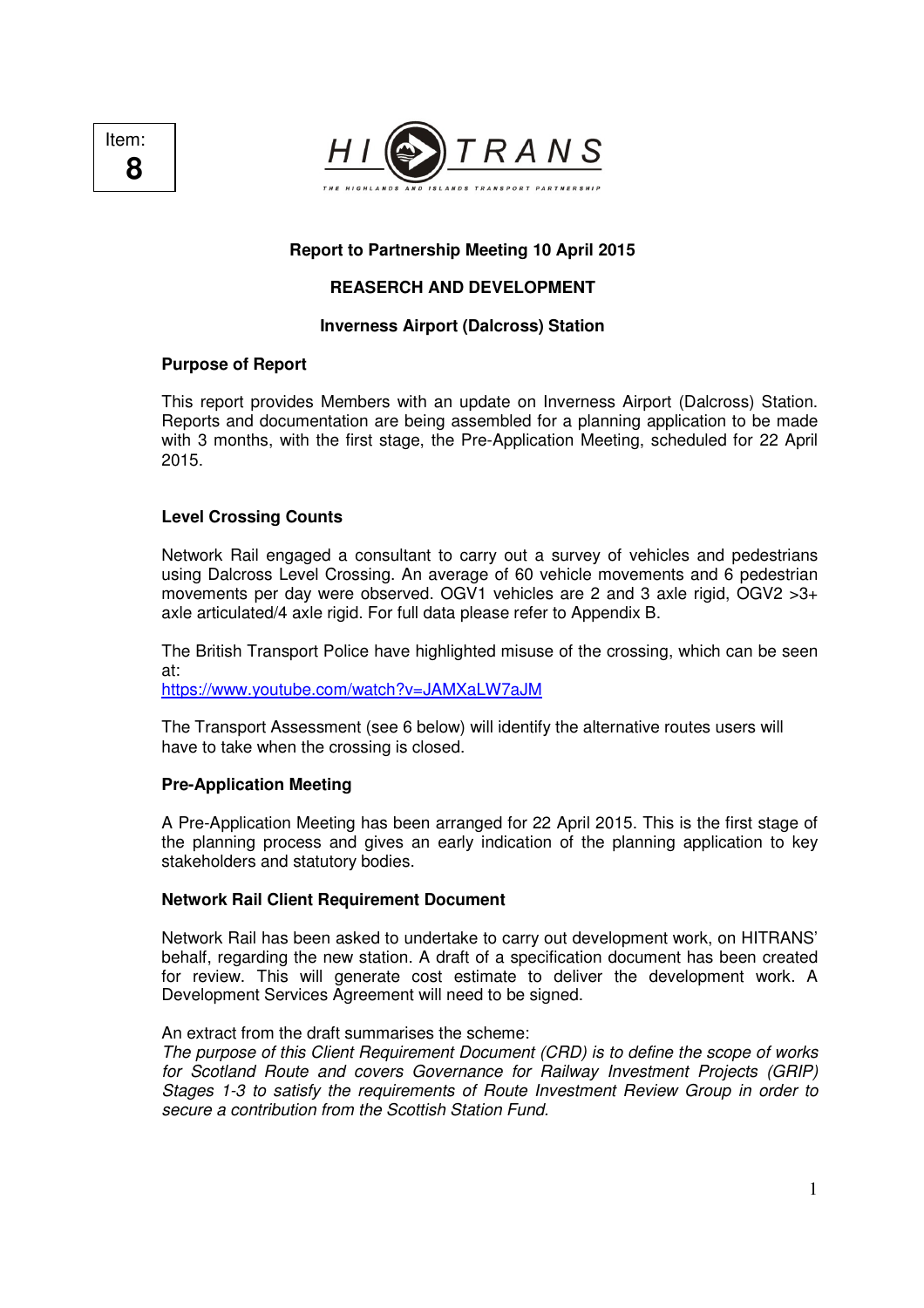Item: **8**

HI TRANS

THE HIGHLANDS AND ISLANDS TRANSPORT PARTNERSHIP

**Report to Partnership Meeting 10 April 2015**

**REASERCH AND DEVELOPMENT**

**Inverness Airport (Dalcross) Station**

**Purpose of Report**

This report provides Members with an update on Inverness Airport (Dalcross) Station. Reports and documentation are being assembled for a planning application to be made with 3 months, with the first stage, the Pre-Application Meeting, scheduled for 22 April 2015.

**Level Crossing Counts**

Network Rail engaged a consultant to carry out a survey of vehicles and pedestrians using Dalcross Level Crossing. An average of 60 vehicle movements and 6 pedestrian movements per day were observed. OGV1 vehicles are 2 and 3 axle rigid, OGV2 >3+ axle articulated/4 axle rigid. For full data please refer to Appendix B.

The British Transport Police have highlighted misuse of the crossing, which can be seen at:
https://www.youtube.com/watch?v=JAMXaLW7aJM

The Transport Assessment (see 6 below) will identify the alternative routes users will have to take when the crossing is closed.

**Pre-Application Meeting**

A Pre-Application Meeting has been arranged for 22 April 2015. This is the first stage of the planning process and gives an early indication of the planning application to key stakeholders and statutory bodies.

**Network Rail Client Requirement Document**

Network Rail has been asked to undertake to carry out development work, on HITRANS' behalf, regarding the new station. A draft of a specification document has been created for review. This will generate cost estimate to deliver the development work. A Development Services Agreement will need to be signed.

An extract from the draft summarises the scheme:
*The purpose of this Client Requirement Document (CRD) is to define the scope of works for Scotland Route and covers Governance for Railway Investment Projects (GRIP) Stages 1-3 to satisfy the requirements of Route Investment Review Group in order to secure a contribution from the Scottish Station Fund.*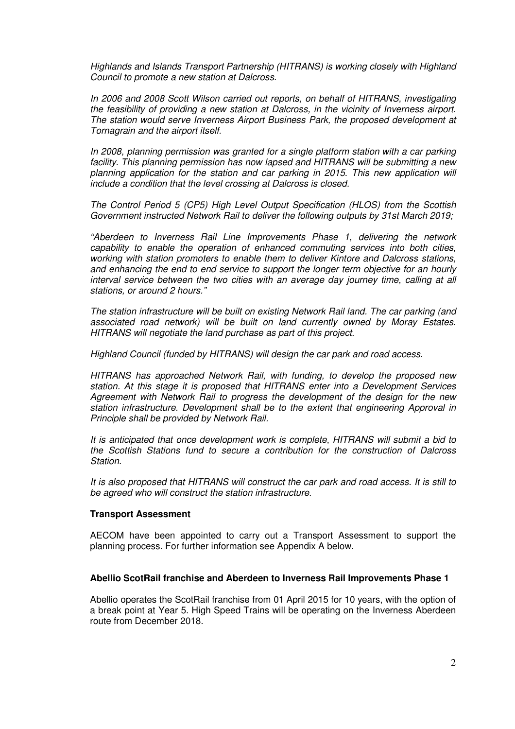*Highlands and Islands Transport Partnership (HITRANS) is working closely with Highland Council to promote a new station at Dalcross.*

*In 2006 and 2008 Scott Wilson carried out reports, on behalf of HITRANS, investigating the feasibility of providing a new station at Dalcross, in the vicinity of Inverness airport. The station would serve Inverness Airport Business Park, the proposed development at Tornagrain and the airport itself.*

*In 2008, planning permission was granted for a single platform station with a car parking facility. This planning permission has now lapsed and HITRANS will be submitting a new planning application for the station and car parking in 2015. This new application will include a condition that the level crossing at Dalcross is closed.*

*The Control Period 5 (CP5) High Level Output Specification (HLOS) from the Scottish Government instructed Network Rail to deliver the following outputs by 31st March 2019;*

*"Aberdeen to Inverness Rail Line Improvements Phase 1, delivering the network capability to enable the operation of enhanced commuting services into both cities, working with station promoters to enable them to deliver Kintore and Dalcross stations, and enhancing the end to end service to support the longer term objective for an hourly interval service between the two cities with an average day journey time, calling at all stations, or around 2 hours."*

*The station infrastructure will be built on existing Network Rail land. The car parking (and associated road network) will be built on land currently owned by Moray Estates. HITRANS will negotiate the land purchase as part of this project.*

*Highland Council (funded by HITRANS) will design the car park and road access.*

*HITRANS has approached Network Rail, with funding, to develop the proposed new station. At this stage it is proposed that HITRANS enter into a Development Services Agreement with Network Rail to progress the development of the design for the new station infrastructure. Development shall be to the extent that engineering Approval in Principle shall be provided by Network Rail.*

*It is anticipated that once development work is complete, HITRANS will submit a bid to the Scottish Stations fund to secure a contribution for the construction of Dalcross Station.*

*It is also proposed that HITRANS will construct the car park and road access. It is still to be agreed who will construct the station infrastructure.*

**Transport Assessment**

AECOM have been appointed to carry out a Transport Assessment to support the planning process. For further information see Appendix A below.

**Abellio ScotRail franchise and Aberdeen to Inverness Rail Improvements Phase 1**

Abellio operates the ScotRail franchise from 01 April 2015 for 10 years, with the option of a break point at Year 5. High Speed Trains will be operating on the Inverness Aberdeen route from December 2018.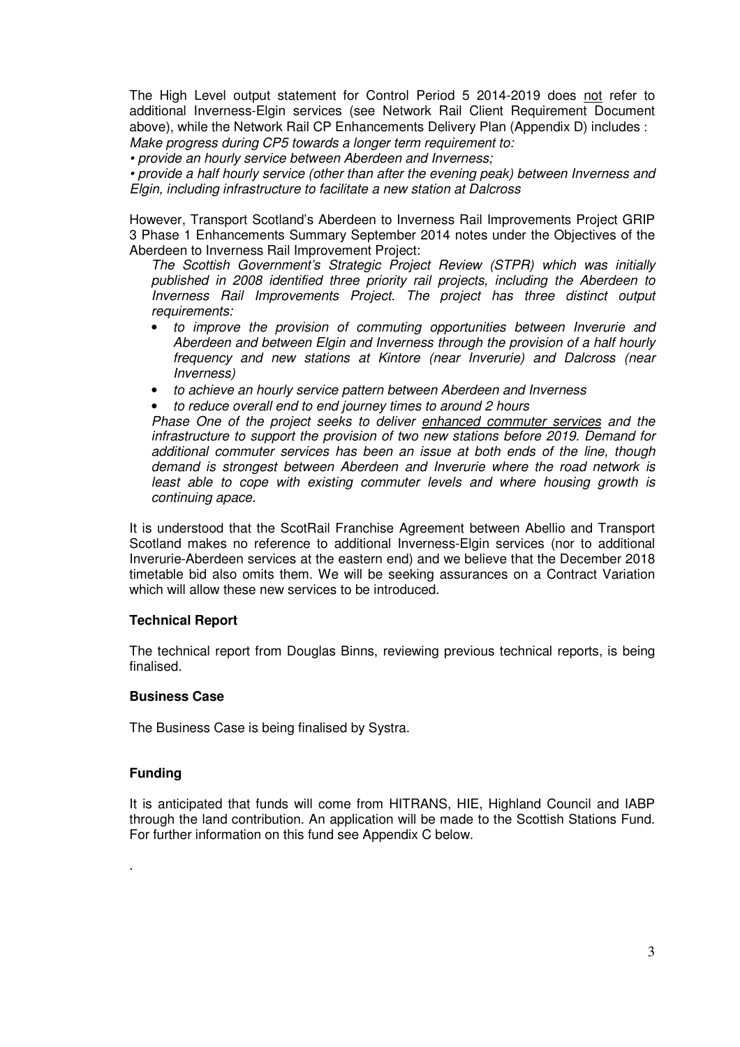The High Level output statement for Control Period 5 2014-2019 does <u>not</u> refer to additional Inverness-Elgin services (see Network Rail Client Requirement Document above), while the Network Rail CP Enhancements Delivery Plan (Appendix D) includes :
*Make progress during CP5 towards a longer term requirement to:*
*• provide an hourly service between Aberdeen and Inverness;*
*• provide a half hourly service (other than after the evening peak) between Inverness and Elgin, including infrastructure to facilitate a new station at Dalcross*

However, Transport Scotland's Aberdeen to Inverness Rail Improvements Project GRIP 3 Phase 1 Enhancements Summary September 2014 notes under the Objectives of the Aberdeen to Inverness Rail Improvement Project:

> *The Scottish Government's Strategic Project Review (STPR) which was initially published in 2008 identified three priority rail projects, including the Aberdeen to Inverness Rail Improvements Project. The project has three distinct output requirements:*
>
> - *to improve the provision of commuting opportunities between Inverurie and Aberdeen and between Elgin and Inverness through the provision of a half hourly frequency and new stations at Kintore (near Inverurie) and Dalcross (near Inverness)*
> - *to achieve an hourly service pattern between Aberdeen and Inverness*
> - *to reduce overall end to end journey times to around 2 hours*
>
> *Phase One of the project seeks to deliver <u>enhanced commuter services</u> and the infrastructure to support the provision of two new stations before 2019. Demand for additional commuter services has been an issue at both ends of the line, though demand is strongest between Aberdeen and Inverurie where the road network is least able to cope with existing commuter levels and where housing growth is continuing apace.*

It is understood that the ScotRail Franchise Agreement between Abellio and Transport Scotland makes no reference to additional Inverness-Elgin services (nor to additional Inverurie-Aberdeen services at the eastern end) and we believe that the December 2018 timetable bid also omits them. We will be seeking assurances on a Contract Variation which will allow these new services to be introduced.

**Technical Report**

The technical report from Douglas Binns, reviewing previous technical reports, is being finalised.

**Business Case**

The Business Case is being finalised by Systra.

**Funding**

It is anticipated that funds will come from HITRANS, HIE, Highland Council and IABP through the land contribution. An application will be made to the Scottish Stations Fund. For further information on this fund see Appendix C below.

.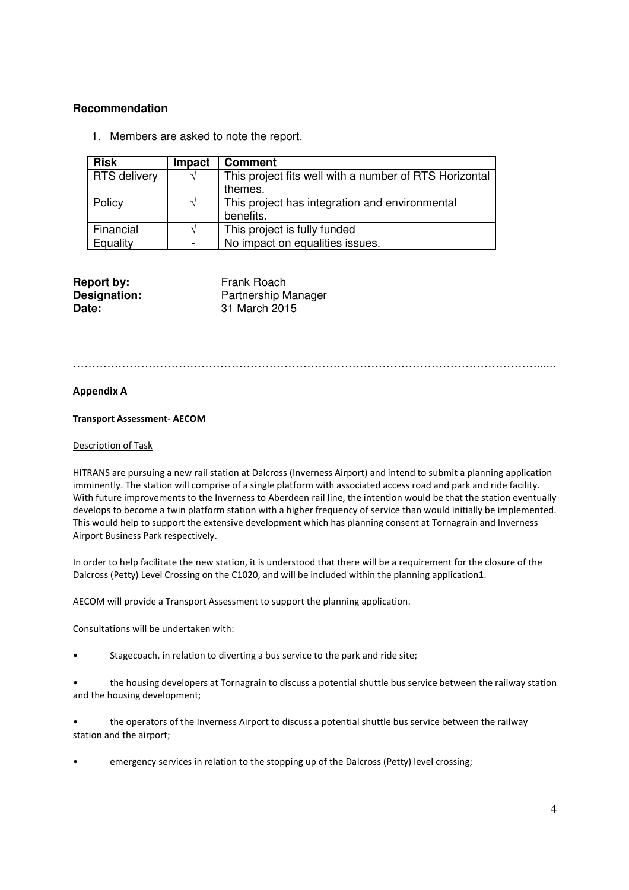## Recommendation

1. Members are asked to note the report.

| Risk | Impact | Comment |
|---|---|---|
| RTS delivery | √ | This project fits well with a number of RTS Horizontal themes. |
| Policy | √ | This project has integration and environmental benefits. |
| Financial | √ | This project is fully funded |
| Equality | - | No impact on equalities issues. |

**Report by:** Frank Roach
**Designation:** Partnership Manager
**Date:** 31 March 2015

………………………………………………………………………………………………………......

### Appendix A

#### Transport Assessment- AECOM

Description of Task

HITRANS are pursuing a new rail station at Dalcross (Inverness Airport) and intend to submit a planning application imminently. The station will comprise of a single platform with associated access road and park and ride facility. With future improvements to the Inverness to Aberdeen rail line, the intention would be that the station eventually develops to become a twin platform station with a higher frequency of service than would initially be implemented. This would help to support the extensive development which has planning consent at Tornagrain and Inverness Airport Business Park respectively.

In order to help facilitate the new station, it is understood that there will be a requirement for the closure of the Dalcross (Petty) Level Crossing on the C1020, and will be included within the planning application1.

AECOM will provide a Transport Assessment to support the planning application.

Consultations will be undertaken with:

- Stagecoach, in relation to diverting a bus service to the park and ride site;
- the housing developers at Tornagrain to discuss a potential shuttle bus service between the railway station and the housing development;
- the operators of the Inverness Airport to discuss a potential shuttle bus service between the railway station and the airport;
- emergency services in relation to the stopping up of the Dalcross (Petty) level crossing;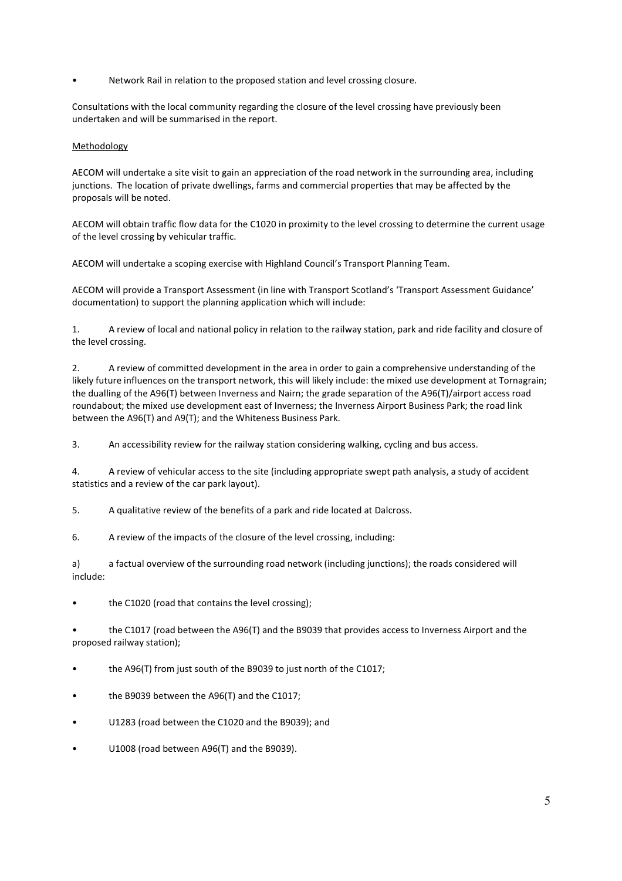- Network Rail in relation to the proposed station and level crossing closure.

Consultations with the local community regarding the closure of the level crossing have previously been undertaken and will be summarised in the report.

Methodology

AECOM will undertake a site visit to gain an appreciation of the road network in the surrounding area, including junctions. The location of private dwellings, farms and commercial properties that may be affected by the proposals will be noted.

AECOM will obtain traffic flow data for the C1020 in proximity to the level crossing to determine the current usage of the level crossing by vehicular traffic.

AECOM will undertake a scoping exercise with Highland Council's Transport Planning Team.

AECOM will provide a Transport Assessment (in line with Transport Scotland's 'Transport Assessment Guidance' documentation) to support the planning application which will include:

1. A review of local and national policy in relation to the railway station, park and ride facility and closure of the level crossing.

2. A review of committed development in the area in order to gain a comprehensive understanding of the likely future influences on the transport network, this will likely include: the mixed use development at Tornagrain; the dualling of the A96(T) between Inverness and Nairn; the grade separation of the A96(T)/airport access road roundabout; the mixed use development east of Inverness; the Inverness Airport Business Park; the road link between the A96(T) and A9(T); and the Whiteness Business Park.

3. An accessibility review for the railway station considering walking, cycling and bus access.

4. A review of vehicular access to the site (including appropriate swept path analysis, a study of accident statistics and a review of the car park layout).

5. A qualitative review of the benefits of a park and ride located at Dalcross.

6. A review of the impacts of the closure of the level crossing, including:

a) a factual overview of the surrounding road network (including junctions); the roads considered will include:

- the C1020 (road that contains the level crossing);
- the C1017 (road between the A96(T) and the B9039 that provides access to Inverness Airport and the proposed railway station);
- the A96(T) from just south of the B9039 to just north of the C1017;
- the B9039 between the A96(T) and the C1017;
- U1283 (road between the C1020 and the B9039); and
- U1008 (road between A96(T) and the B9039).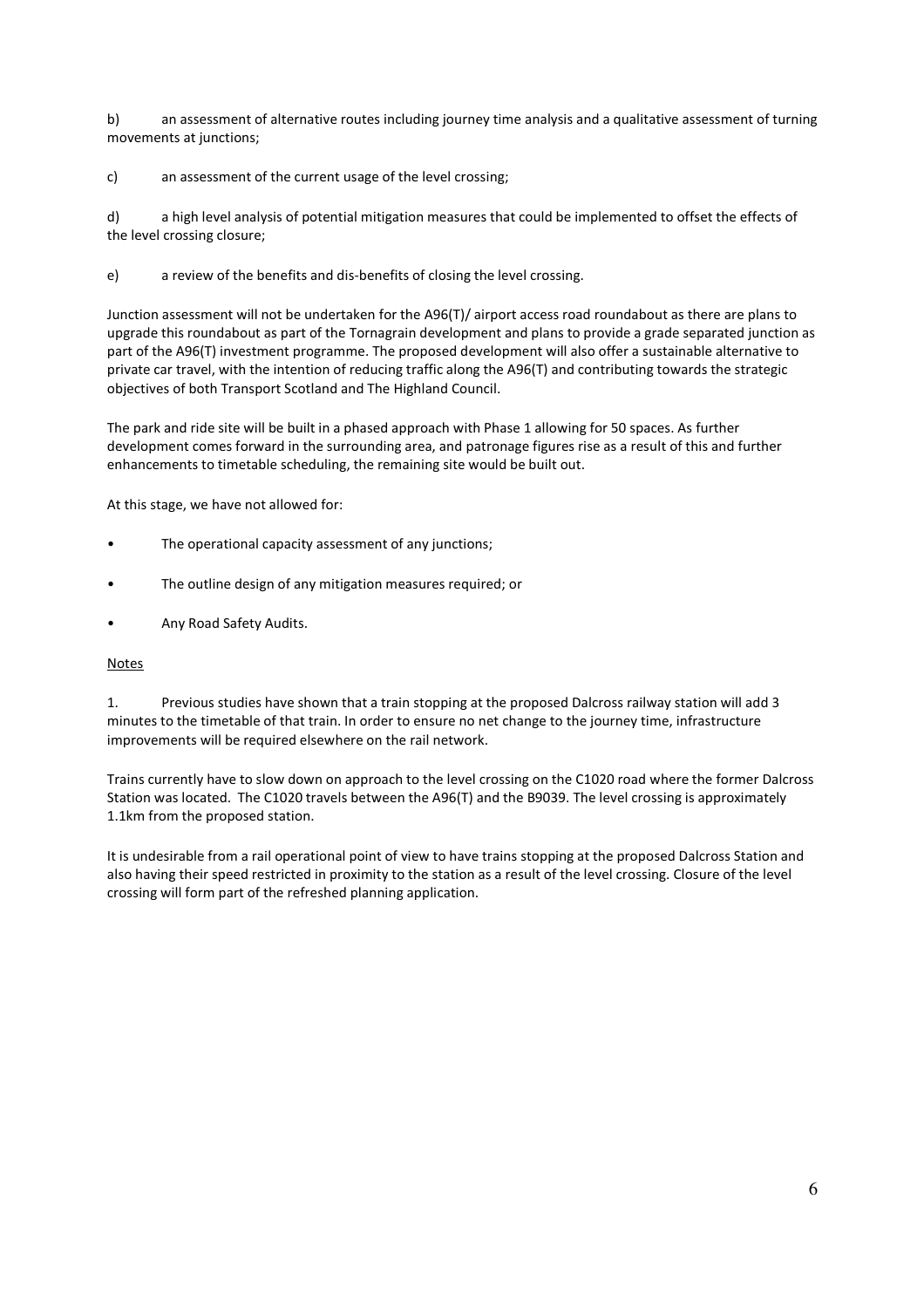b) an assessment of alternative routes including journey time analysis and a qualitative assessment of turning movements at junctions;

c) an assessment of the current usage of the level crossing;

d) a high level analysis of potential mitigation measures that could be implemented to offset the effects of the level crossing closure;

e) a review of the benefits and dis-benefits of closing the level crossing.

Junction assessment will not be undertaken for the A96(T)/ airport access road roundabout as there are plans to upgrade this roundabout as part of the Tornagrain development and plans to provide a grade separated junction as part of the A96(T) investment programme. The proposed development will also offer a sustainable alternative to private car travel, with the intention of reducing traffic along the A96(T) and contributing towards the strategic objectives of both Transport Scotland and The Highland Council.

The park and ride site will be built in a phased approach with Phase 1 allowing for 50 spaces. As further development comes forward in the surrounding area, and patronage figures rise as a result of this and further enhancements to timetable scheduling, the remaining site would be built out.

At this stage, we have not allowed for:

- The operational capacity assessment of any junctions;
- The outline design of any mitigation measures required; or
- Any Road Safety Audits.

<u>Notes</u>

1. Previous studies have shown that a train stopping at the proposed Dalcross railway station will add 3 minutes to the timetable of that train. In order to ensure no net change to the journey time, infrastructure improvements will be required elsewhere on the rail network.

Trains currently have to slow down on approach to the level crossing on the C1020 road where the former Dalcross Station was located. The C1020 travels between the A96(T) and the B9039. The level crossing is approximately 1.1km from the proposed station.

It is undesirable from a rail operational point of view to have trains stopping at the proposed Dalcross Station and also having their speed restricted in proximity to the station as a result of the level crossing. Closure of the level crossing will form part of the refreshed planning application.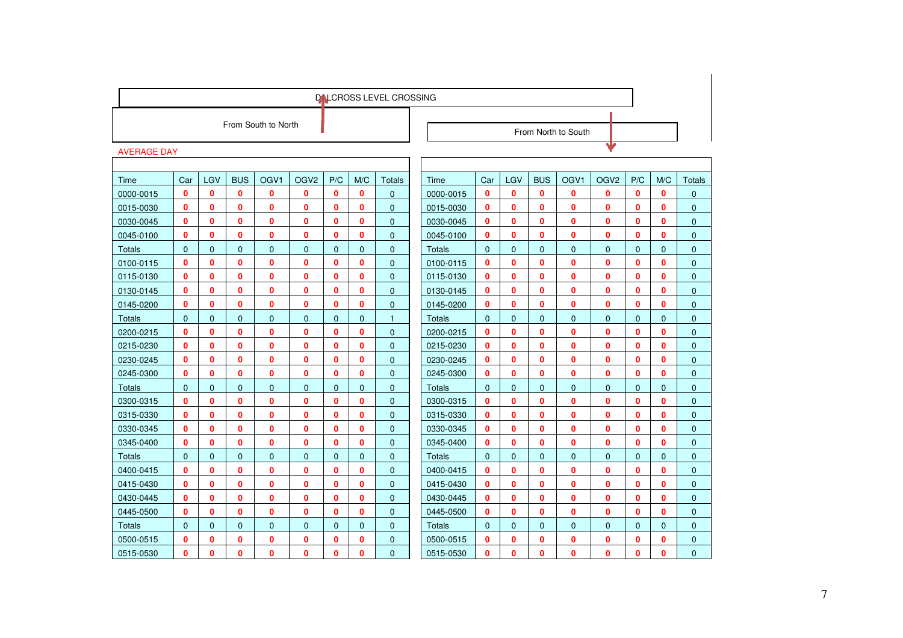# DALCROSS LEVEL CROSSING

AVERAGE DAY

## From South to North

| Time | Car | LGV | BUS | OGV1 | OGV2 | P/C | M/C | Totals |
|---|---|---|---|---|---|---|---|---|
| 0000-0015 | 0 | 0 | 0 | 0 | 0 | 0 | 0 | 0 |
| 0015-0030 | 0 | 0 | 0 | 0 | 0 | 0 | 0 | 0 |
| 0030-0045 | 0 | 0 | 0 | 0 | 0 | 0 | 0 | 0 |
| 0045-0100 | 0 | 0 | 0 | 0 | 0 | 0 | 0 | 0 |
| Totals | 0 | 0 | 0 | 0 | 0 | 0 | 0 | 0 |
| 0100-0115 | 0 | 0 | 0 | 0 | 0 | 0 | 0 | 0 |
| 0115-0130 | 0 | 0 | 0 | 0 | 0 | 0 | 0 | 0 |
| 0130-0145 | 0 | 0 | 0 | 0 | 0 | 0 | 0 | 0 |
| 0145-0200 | 0 | 0 | 0 | 0 | 0 | 0 | 0 | 0 |
| Totals | 0 | 0 | 0 | 0 | 0 | 0 | 0 | 1 |
| 0200-0215 | 0 | 0 | 0 | 0 | 0 | 0 | 0 | 0 |
| 0215-0230 | 0 | 0 | 0 | 0 | 0 | 0 | 0 | 0 |
| 0230-0245 | 0 | 0 | 0 | 0 | 0 | 0 | 0 | 0 |
| 0245-0300 | 0 | 0 | 0 | 0 | 0 | 0 | 0 | 0 |
| Totals | 0 | 0 | 0 | 0 | 0 | 0 | 0 | 0 |
| 0300-0315 | 0 | 0 | 0 | 0 | 0 | 0 | 0 | 0 |
| 0315-0330 | 0 | 0 | 0 | 0 | 0 | 0 | 0 | 0 |
| 0330-0345 | 0 | 0 | 0 | 0 | 0 | 0 | 0 | 0 |
| 0345-0400 | 0 | 0 | 0 | 0 | 0 | 0 | 0 | 0 |
| Totals | 0 | 0 | 0 | 0 | 0 | 0 | 0 | 0 |
| 0400-0415 | 0 | 0 | 0 | 0 | 0 | 0 | 0 | 0 |
| 0415-0430 | 0 | 0 | 0 | 0 | 0 | 0 | 0 | 0 |
| 0430-0445 | 0 | 0 | 0 | 0 | 0 | 0 | 0 | 0 |
| 0445-0500 | 0 | 0 | 0 | 0 | 0 | 0 | 0 | 0 |
| Totals | 0 | 0 | 0 | 0 | 0 | 0 | 0 | 0 |
| 0500-0515 | 0 | 0 | 0 | 0 | 0 | 0 | 0 | 0 |
| 0515-0530 | 0 | 0 | 0 | 0 | 0 | 0 | 0 | 0 |

## From North to South

| Time | Car | LGV | BUS | OGV1 | OGV2 | P/C | M/C | Totals |
|---|---|---|---|---|---|---|---|---|
| 0000-0015 | 0 | 0 | 0 | 0 | 0 | 0 | 0 | 0 |
| 0015-0030 | 0 | 0 | 0 | 0 | 0 | 0 | 0 | 0 |
| 0030-0045 | 0 | 0 | 0 | 0 | 0 | 0 | 0 | 0 |
| 0045-0100 | 0 | 0 | 0 | 0 | 0 | 0 | 0 | 0 |
| Totals | 0 | 0 | 0 | 0 | 0 | 0 | 0 | 0 |
| 0100-0115 | 0 | 0 | 0 | 0 | 0 | 0 | 0 | 0 |
| 0115-0130 | 0 | 0 | 0 | 0 | 0 | 0 | 0 | 0 |
| 0130-0145 | 0 | 0 | 0 | 0 | 0 | 0 | 0 | 0 |
| 0145-0200 | 0 | 0 | 0 | 0 | 0 | 0 | 0 | 0 |
| Totals | 0 | 0 | 0 | 0 | 0 | 0 | 0 | 0 |
| 0200-0215 | 0 | 0 | 0 | 0 | 0 | 0 | 0 | 0 |
| 0215-0230 | 0 | 0 | 0 | 0 | 0 | 0 | 0 | 0 |
| 0230-0245 | 0 | 0 | 0 | 0 | 0 | 0 | 0 | 0 |
| 0245-0300 | 0 | 0 | 0 | 0 | 0 | 0 | 0 | 0 |
| Totals | 0 | 0 | 0 | 0 | 0 | 0 | 0 | 0 |
| 0300-0315 | 0 | 0 | 0 | 0 | 0 | 0 | 0 | 0 |
| 0315-0330 | 0 | 0 | 0 | 0 | 0 | 0 | 0 | 0 |
| 0330-0345 | 0 | 0 | 0 | 0 | 0 | 0 | 0 | 0 |
| 0345-0400 | 0 | 0 | 0 | 0 | 0 | 0 | 0 | 0 |
| Totals | 0 | 0 | 0 | 0 | 0 | 0 | 0 | 0 |
| 0400-0415 | 0 | 0 | 0 | 0 | 0 | 0 | 0 | 0 |
| 0415-0430 | 0 | 0 | 0 | 0 | 0 | 0 | 0 | 0 |
| 0430-0445 | 0 | 0 | 0 | 0 | 0 | 0 | 0 | 0 |
| 0445-0500 | 0 | 0 | 0 | 0 | 0 | 0 | 0 | 0 |
| Totals | 0 | 0 | 0 | 0 | 0 | 0 | 0 | 0 |
| 0500-0515 | 0 | 0 | 0 | 0 | 0 | 0 | 0 | 0 |
| 0515-0530 | 0 | 0 | 0 | 0 | 0 | 0 | 0 | 0 |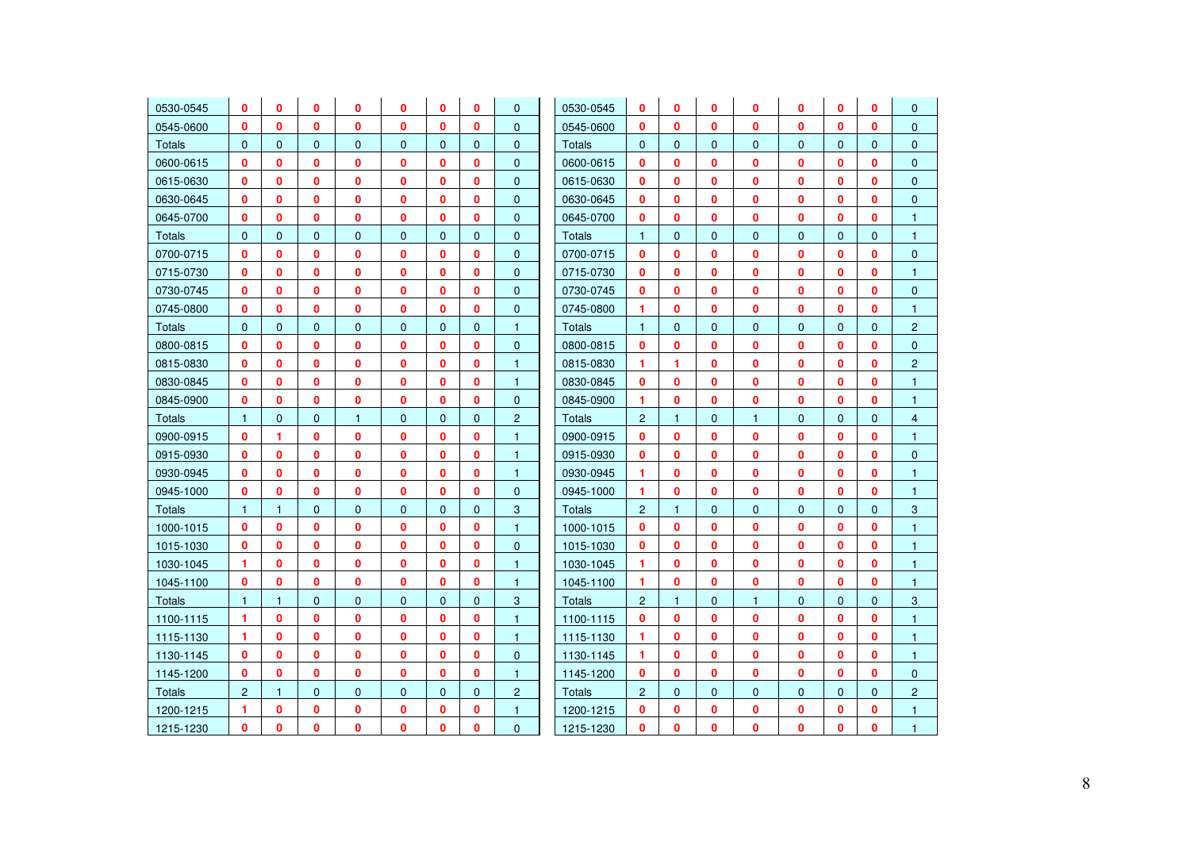| | | | | | | | | |
|---|---|---|---|---|---|---|---|---|
| 0530-0545 | 0 | 0 | 0 | 0 | 0 | 0 | 0 | 0 |
| 0545-0600 | 0 | 0 | 0 | 0 | 0 | 0 | 0 | 0 |
| Totals | 0 | 0 | 0 | 0 | 0 | 0 | 0 | 0 |
| 0600-0615 | 0 | 0 | 0 | 0 | 0 | 0 | 0 | 0 |
| 0615-0630 | 0 | 0 | 0 | 0 | 0 | 0 | 0 | 0 |
| 0630-0645 | 0 | 0 | 0 | 0 | 0 | 0 | 0 | 0 |
| 0645-0700 | 0 | 0 | 0 | 0 | 0 | 0 | 0 | 0 |
| Totals | 0 | 0 | 0 | 0 | 0 | 0 | 0 | 0 |
| 0700-0715 | 0 | 0 | 0 | 0 | 0 | 0 | 0 | 0 |
| 0715-0730 | 0 | 0 | 0 | 0 | 0 | 0 | 0 | 0 |
| 0730-0745 | 0 | 0 | 0 | 0 | 0 | 0 | 0 | 0 |
| 0745-0800 | 0 | 0 | 0 | 0 | 0 | 0 | 0 | 0 |
| Totals | 0 | 0 | 0 | 0 | 0 | 0 | 0 | 1 |
| 0800-0815 | 0 | 0 | 0 | 0 | 0 | 0 | 0 | 0 |
| 0815-0830 | 0 | 0 | 0 | 0 | 0 | 0 | 0 | 1 |
| 0830-0845 | 0 | 0 | 0 | 0 | 0 | 0 | 0 | 1 |
| 0845-0900 | 0 | 0 | 0 | 0 | 0 | 0 | 0 | 0 |
| Totals | 1 | 0 | 0 | 1 | 0 | 0 | 0 | 2 |
| 0900-0915 | 0 | 1 | 0 | 0 | 0 | 0 | 0 | 1 |
| 0915-0930 | 0 | 0 | 0 | 0 | 0 | 0 | 0 | 1 |
| 0930-0945 | 0 | 0 | 0 | 0 | 0 | 0 | 0 | 1 |
| 0945-1000 | 0 | 0 | 0 | 0 | 0 | 0 | 0 | 0 |
| Totals | 1 | 1 | 0 | 0 | 0 | 0 | 0 | 3 |
| 1000-1015 | 0 | 0 | 0 | 0 | 0 | 0 | 0 | 1 |
| 1015-1030 | 0 | 0 | 0 | 0 | 0 | 0 | 0 | 0 |
| 1030-1045 | 1 | 0 | 0 | 0 | 0 | 0 | 0 | 1 |
| 1045-1100 | 0 | 0 | 0 | 0 | 0 | 0 | 0 | 1 |
| Totals | 1 | 1 | 0 | 0 | 0 | 0 | 0 | 3 |
| 1100-1115 | 1 | 0 | 0 | 0 | 0 | 0 | 0 | 1 |
| 1115-1130 | 1 | 0 | 0 | 0 | 0 | 0 | 0 | 1 |
| 1130-1145 | 0 | 0 | 0 | 0 | 0 | 0 | 0 | 0 |
| 1145-1200 | 0 | 0 | 0 | 0 | 0 | 0 | 0 | 1 |
| Totals | 2 | 1 | 0 | 0 | 0 | 0 | 0 | 2 |
| 1200-1215 | 1 | 0 | 0 | 0 | 0 | 0 | 0 | 1 |
| 1215-1230 | 0 | 0 | 0 | 0 | 0 | 0 | 0 | 0 |

| | | | | | | | | |
|---|---|---|---|---|---|---|---|---|
| 0530-0545 | 0 | 0 | 0 | 0 | 0 | 0 | 0 | 0 |
| 0545-0600 | 0 | 0 | 0 | 0 | 0 | 0 | 0 | 0 |
| Totals | 0 | 0 | 0 | 0 | 0 | 0 | 0 | 0 |
| 0600-0615 | 0 | 0 | 0 | 0 | 0 | 0 | 0 | 0 |
| 0615-0630 | 0 | 0 | 0 | 0 | 0 | 0 | 0 | 0 |
| 0630-0645 | 0 | 0 | 0 | 0 | 0 | 0 | 0 | 0 |
| 0645-0700 | 0 | 0 | 0 | 0 | 0 | 0 | 0 | 1 |
| Totals | 1 | 0 | 0 | 0 | 0 | 0 | 0 | 1 |
| 0700-0715 | 0 | 0 | 0 | 0 | 0 | 0 | 0 | 0 |
| 0715-0730 | 0 | 0 | 0 | 0 | 0 | 0 | 0 | 1 |
| 0730-0745 | 0 | 0 | 0 | 0 | 0 | 0 | 0 | 0 |
| 0745-0800 | 1 | 0 | 0 | 0 | 0 | 0 | 0 | 1 |
| Totals | 1 | 0 | 0 | 0 | 0 | 0 | 0 | 2 |
| 0800-0815 | 0 | 0 | 0 | 0 | 0 | 0 | 0 | 0 |
| 0815-0830 | 1 | 1 | 0 | 0 | 0 | 0 | 0 | 2 |
| 0830-0845 | 0 | 0 | 0 | 0 | 0 | 0 | 0 | 1 |
| 0845-0900 | 1 | 0 | 0 | 0 | 0 | 0 | 0 | 1 |
| Totals | 2 | 1 | 0 | 1 | 0 | 0 | 0 | 4 |
| 0900-0915 | 0 | 0 | 0 | 0 | 0 | 0 | 0 | 1 |
| 0915-0930 | 0 | 0 | 0 | 0 | 0 | 0 | 0 | 0 |
| 0930-0945 | 1 | 0 | 0 | 0 | 0 | 0 | 0 | 1 |
| 0945-1000 | 1 | 0 | 0 | 0 | 0 | 0 | 0 | 1 |
| Totals | 2 | 1 | 0 | 0 | 0 | 0 | 0 | 3 |
| 1000-1015 | 0 | 0 | 0 | 0 | 0 | 0 | 0 | 1 |
| 1015-1030 | 0 | 0 | 0 | 0 | 0 | 0 | 0 | 1 |
| 1030-1045 | 1 | 0 | 0 | 0 | 0 | 0 | 0 | 1 |
| 1045-1100 | 1 | 0 | 0 | 0 | 0 | 0 | 0 | 1 |
| Totals | 2 | 1 | 0 | 1 | 0 | 0 | 0 | 3 |
| 1100-1115 | 0 | 0 | 0 | 0 | 0 | 0 | 0 | 1 |
| 1115-1130 | 1 | 0 | 0 | 0 | 0 | 0 | 0 | 1 |
| 1130-1145 | 1 | 0 | 0 | 0 | 0 | 0 | 0 | 1 |
| 1145-1200 | 0 | 0 | 0 | 0 | 0 | 0 | 0 | 0 |
| Totals | 2 | 0 | 0 | 0 | 0 | 0 | 0 | 2 |
| 1200-1215 | 0 | 0 | 0 | 0 | 0 | 0 | 0 | 1 |
| 1215-1230 | 0 | 0 | 0 | 0 | 0 | 0 | 0 | 1 |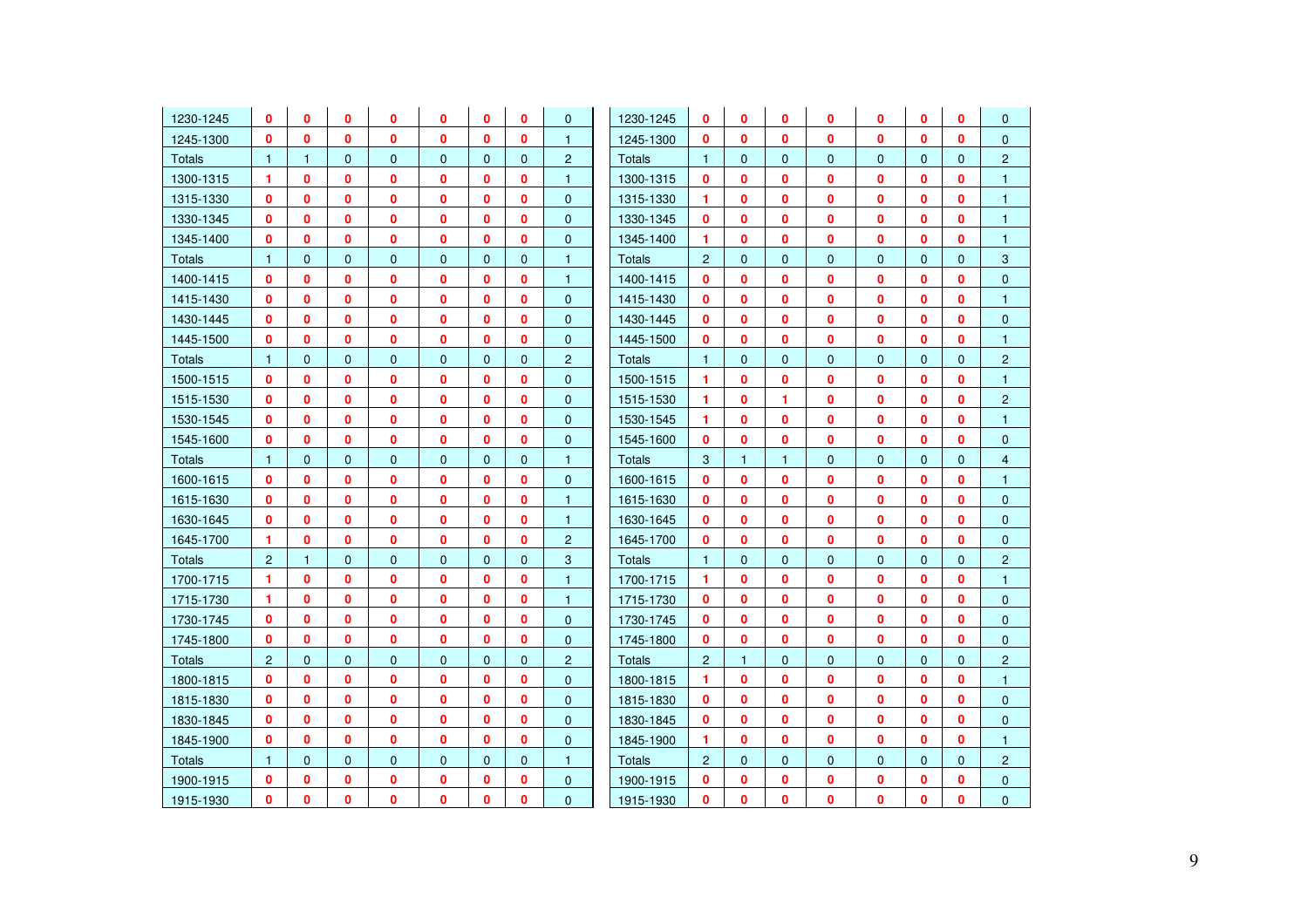| | | | | | | | | |
|---|---|---|---|---|---|---|---|---|
| 1230-1245 | 0 | 0 | 0 | 0 | 0 | 0 | 0 | 0 |
| 1245-1300 | 0 | 0 | 0 | 0 | 0 | 0 | 0 | 1 |
| Totals | 1 | 1 | 0 | 0 | 0 | 0 | 0 | 2 |
| 1300-1315 | 1 | 0 | 0 | 0 | 0 | 0 | 0 | 1 |
| 1315-1330 | 0 | 0 | 0 | 0 | 0 | 0 | 0 | 0 |
| 1330-1345 | 0 | 0 | 0 | 0 | 0 | 0 | 0 | 0 |
| 1345-1400 | 0 | 0 | 0 | 0 | 0 | 0 | 0 | 0 |
| Totals | 1 | 0 | 0 | 0 | 0 | 0 | 0 | 1 |
| 1400-1415 | 0 | 0 | 0 | 0 | 0 | 0 | 0 | 1 |
| 1415-1430 | 0 | 0 | 0 | 0 | 0 | 0 | 0 | 0 |
| 1430-1445 | 0 | 0 | 0 | 0 | 0 | 0 | 0 | 0 |
| 1445-1500 | 0 | 0 | 0 | 0 | 0 | 0 | 0 | 0 |
| Totals | 1 | 0 | 0 | 0 | 0 | 0 | 0 | 2 |
| 1500-1515 | 0 | 0 | 0 | 0 | 0 | 0 | 0 | 0 |
| 1515-1530 | 0 | 0 | 0 | 0 | 0 | 0 | 0 | 0 |
| 1530-1545 | 0 | 0 | 0 | 0 | 0 | 0 | 0 | 0 |
| 1545-1600 | 0 | 0 | 0 | 0 | 0 | 0 | 0 | 0 |
| Totals | 1 | 0 | 0 | 0 | 0 | 0 | 0 | 1 |
| 1600-1615 | 0 | 0 | 0 | 0 | 0 | 0 | 0 | 0 |
| 1615-1630 | 0 | 0 | 0 | 0 | 0 | 0 | 0 | 1 |
| 1630-1645 | 0 | 0 | 0 | 0 | 0 | 0 | 0 | 1 |
| 1645-1700 | 1 | 0 | 0 | 0 | 0 | 0 | 0 | 2 |
| Totals | 2 | 1 | 0 | 0 | 0 | 0 | 0 | 3 |
| 1700-1715 | 1 | 0 | 0 | 0 | 0 | 0 | 0 | 1 |
| 1715-1730 | 1 | 0 | 0 | 0 | 0 | 0 | 0 | 1 |
| 1730-1745 | 0 | 0 | 0 | 0 | 0 | 0 | 0 | 0 |
| 1745-1800 | 0 | 0 | 0 | 0 | 0 | 0 | 0 | 0 |
| Totals | 2 | 0 | 0 | 0 | 0 | 0 | 0 | 2 |
| 1800-1815 | 0 | 0 | 0 | 0 | 0 | 0 | 0 | 0 |
| 1815-1830 | 0 | 0 | 0 | 0 | 0 | 0 | 0 | 0 |
| 1830-1845 | 0 | 0 | 0 | 0 | 0 | 0 | 0 | 0 |
| 1845-1900 | 0 | 0 | 0 | 0 | 0 | 0 | 0 | 0 |
| Totals | 1 | 0 | 0 | 0 | 0 | 0 | 0 | 1 |
| 1900-1915 | 0 | 0 | 0 | 0 | 0 | 0 | 0 | 0 |
| 1915-1930 | 0 | 0 | 0 | 0 | 0 | 0 | 0 | 0 |

| | | | | | | | | |
|---|---|---|---|---|---|---|---|---|
| 1230-1245 | 0 | 0 | 0 | 0 | 0 | 0 | 0 | 0 |
| 1245-1300 | 0 | 0 | 0 | 0 | 0 | 0 | 0 | 0 |
| Totals | 1 | 0 | 0 | 0 | 0 | 0 | 0 | 2 |
| 1300-1315 | 0 | 0 | 0 | 0 | 0 | 0 | 0 | 1 |
| 1315-1330 | 1 | 0 | 0 | 0 | 0 | 0 | 0 | 1 |
| 1330-1345 | 0 | 0 | 0 | 0 | 0 | 0 | 0 | 1 |
| 1345-1400 | 1 | 0 | 0 | 0 | 0 | 0 | 0 | 1 |
| Totals | 2 | 0 | 0 | 0 | 0 | 0 | 0 | 3 |
| 1400-1415 | 0 | 0 | 0 | 0 | 0 | 0 | 0 | 0 |
| 1415-1430 | 0 | 0 | 0 | 0 | 0 | 0 | 0 | 1 |
| 1430-1445 | 0 | 0 | 0 | 0 | 0 | 0 | 0 | 0 |
| 1445-1500 | 0 | 0 | 0 | 0 | 0 | 0 | 0 | 1 |
| Totals | 1 | 0 | 0 | 0 | 0 | 0 | 0 | 2 |
| 1500-1515 | 1 | 0 | 0 | 0 | 0 | 0 | 0 | 1 |
| 1515-1530 | 1 | 0 | 1 | 0 | 0 | 0 | 0 | 2 |
| 1530-1545 | 1 | 0 | 0 | 0 | 0 | 0 | 0 | 1 |
| 1545-1600 | 0 | 0 | 0 | 0 | 0 | 0 | 0 | 0 |
| Totals | 3 | 1 | 1 | 0 | 0 | 0 | 0 | 4 |
| 1600-1615 | 0 | 0 | 0 | 0 | 0 | 0 | 0 | 1 |
| 1615-1630 | 0 | 0 | 0 | 0 | 0 | 0 | 0 | 0 |
| 1630-1645 | 0 | 0 | 0 | 0 | 0 | 0 | 0 | 0 |
| 1645-1700 | 0 | 0 | 0 | 0 | 0 | 0 | 0 | 0 |
| Totals | 1 | 0 | 0 | 0 | 0 | 0 | 0 | 2 |
| 1700-1715 | 1 | 0 | 0 | 0 | 0 | 0 | 0 | 1 |
| 1715-1730 | 0 | 0 | 0 | 0 | 0 | 0 | 0 | 0 |
| 1730-1745 | 0 | 0 | 0 | 0 | 0 | 0 | 0 | 0 |
| 1745-1800 | 0 | 0 | 0 | 0 | 0 | 0 | 0 | 0 |
| Totals | 2 | 1 | 0 | 0 | 0 | 0 | 0 | 2 |
| 1800-1815 | 1 | 0 | 0 | 0 | 0 | 0 | 0 | 1 |
| 1815-1830 | 0 | 0 | 0 | 0 | 0 | 0 | 0 | 0 |
| 1830-1845 | 0 | 0 | 0 | 0 | 0 | 0 | 0 | 0 |
| 1845-1900 | 1 | 0 | 0 | 0 | 0 | 0 | 0 | 1 |
| Totals | 2 | 0 | 0 | 0 | 0 | 0 | 0 | 2 |
| 1900-1915 | 0 | 0 | 0 | 0 | 0 | 0 | 0 | 0 |
| 1915-1930 | 0 | 0 | 0 | 0 | 0 | 0 | 0 | 0 |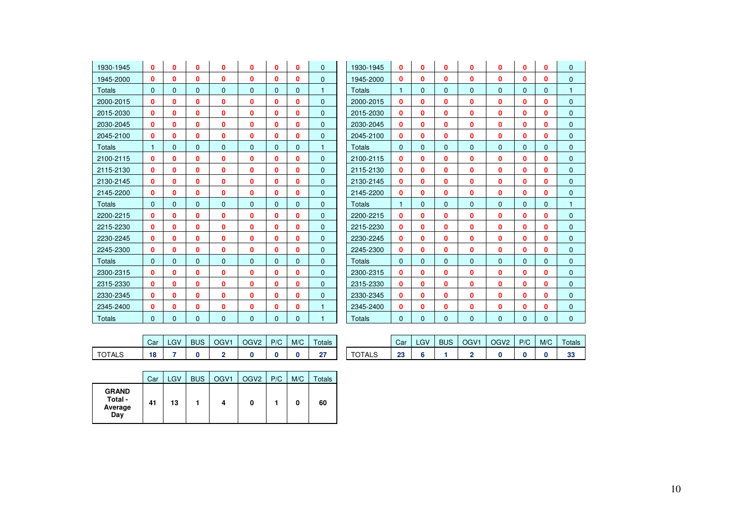| 1930-1945 | 0 | 0 | 0 | 0 | 0 | 0 | 0 | 0 |
|---|---|---|---|---|---|---|---|---|
| 1945-2000 | 0 | 0 | 0 | 0 | 0 | 0 | 0 | 0 |
| Totals | 0 | 0 | 0 | 0 | 0 | 0 | 0 | 1 |
| 2000-2015 | 0 | 0 | 0 | 0 | 0 | 0 | 0 | 0 |
| 2015-2030 | 0 | 0 | 0 | 0 | 0 | 0 | 0 | 0 |
| 2030-2045 | 0 | 0 | 0 | 0 | 0 | 0 | 0 | 0 |
| 2045-2100 | 0 | 0 | 0 | 0 | 0 | 0 | 0 | 0 |
| Totals | 1 | 0 | 0 | 0 | 0 | 0 | 0 | 1 |
| 2100-2115 | 0 | 0 | 0 | 0 | 0 | 0 | 0 | 0 |
| 2115-2130 | 0 | 0 | 0 | 0 | 0 | 0 | 0 | 0 |
| 2130-2145 | 0 | 0 | 0 | 0 | 0 | 0 | 0 | 0 |
| 2145-2200 | 0 | 0 | 0 | 0 | 0 | 0 | 0 | 0 |
| Totals | 0 | 0 | 0 | 0 | 0 | 0 | 0 | 0 |
| 2200-2215 | 0 | 0 | 0 | 0 | 0 | 0 | 0 | 0 |
| 2215-2230 | 0 | 0 | 0 | 0 | 0 | 0 | 0 | 0 |
| 2230-2245 | 0 | 0 | 0 | 0 | 0 | 0 | 0 | 0 |
| 2245-2300 | 0 | 0 | 0 | 0 | 0 | 0 | 0 | 0 |
| Totals | 0 | 0 | 0 | 0 | 0 | 0 | 0 | 0 |
| 2300-2315 | 0 | 0 | 0 | 0 | 0 | 0 | 0 | 0 |
| 2315-2330 | 0 | 0 | 0 | 0 | 0 | 0 | 0 | 0 |
| 2330-2345 | 0 | 0 | 0 | 0 | 0 | 0 | 0 | 0 |
| 2345-2400 | 0 | 0 | 0 | 0 | 0 | 0 | 0 | 1 |
| Totals | 0 | 0 | 0 | 0 | 0 | 0 | 0 | 1 |

| | Car | LGV | BUS | OGV1 | OGV2 | P/C | M/C | Totals |
|---|---|---|---|---|---|---|---|---|
| TOTALS | **18** | **7** | **0** | **2** | **0** | **0** | **0** | **27** |

| 1930-1945 | 0 | 0 | 0 | 0 | 0 | 0 | 0 | 0 |
|---|---|---|---|---|---|---|---|---|
| 1945-2000 | 0 | 0 | 0 | 0 | 0 | 0 | 0 | 0 |
| Totals | 1 | 0 | 0 | 0 | 0 | 0 | 0 | 1 |
| 2000-2015 | 0 | 0 | 0 | 0 | 0 | 0 | 0 | 0 |
| 2015-2030 | 0 | 0 | 0 | 0 | 0 | 0 | 0 | 0 |
| 2030-2045 | 0 | 0 | 0 | 0 | 0 | 0 | 0 | 0 |
| 2045-2100 | 0 | 0 | 0 | 0 | 0 | 0 | 0 | 0 |
| Totals | 0 | 0 | 0 | 0 | 0 | 0 | 0 | 0 |
| 2100-2115 | 0 | 0 | 0 | 0 | 0 | 0 | 0 | 0 |
| 2115-2130 | 0 | 0 | 0 | 0 | 0 | 0 | 0 | 0 |
| 2130-2145 | 0 | 0 | 0 | 0 | 0 | 0 | 0 | 0 |
| 2145-2200 | 0 | 0 | 0 | 0 | 0 | 0 | 0 | 0 |
| Totals | 1 | 0 | 0 | 0 | 0 | 0 | 0 | 1 |
| 2200-2215 | 0 | 0 | 0 | 0 | 0 | 0 | 0 | 0 |
| 2215-2230 | 0 | 0 | 0 | 0 | 0 | 0 | 0 | 0 |
| 2230-2245 | 0 | 0 | 0 | 0 | 0 | 0 | 0 | 0 |
| 2245-2300 | 0 | 0 | 0 | 0 | 0 | 0 | 0 | 0 |
| Totals | 0 | 0 | 0 | 0 | 0 | 0 | 0 | 0 |
| 2300-2315 | 0 | 0 | 0 | 0 | 0 | 0 | 0 | 0 |
| 2315-2330 | 0 | 0 | 0 | 0 | 0 | 0 | 0 | 0 |
| 2330-2345 | 0 | 0 | 0 | 0 | 0 | 0 | 0 | 0 |
| 2345-2400 | 0 | 0 | 0 | 0 | 0 | 0 | 0 | 0 |
| Totals | 0 | 0 | 0 | 0 | 0 | 0 | 0 | 0 |

| | Car | LGV | BUS | OGV1 | OGV2 | P/C | M/C | Totals |
|---|---|---|---|---|---|---|---|---|
| TOTALS | **23** | **6** | **1** | **2** | **0** | **0** | **0** | **33** |

| | Car | LGV | BUS | OGV1 | OGV2 | P/C | M/C | Totals |
|---|---|---|---|---|---|---|---|---|
| **GRAND Total - Average Day** | **41** | **13** | **1** | **4** | **0** | **1** | **0** | **60** |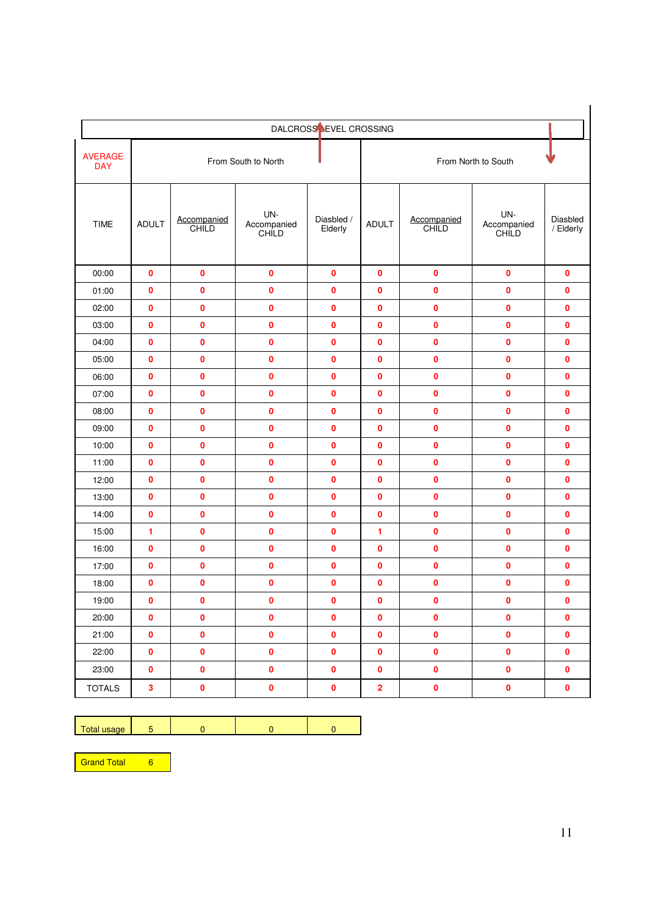| DALCROSS LEVEL CROSSING | | | | | | | | |
|---|---|---|---|---|---|---|---|---|
| AVERAGE DAY | From South to North | | | | From North to South | | | |
| TIME | ADULT | Accompanied CHILD | UN-Accompanied CHILD | Diasbled / Elderly | ADULT | Accompanied CHILD | UN-Accompanied CHILD | Diasbled / Elderly |
| 00:00 | 0 | 0 | 0 | 0 | 0 | 0 | 0 | 0 |
| 01:00 | 0 | 0 | 0 | 0 | 0 | 0 | 0 | 0 |
| 02:00 | 0 | 0 | 0 | 0 | 0 | 0 | 0 | 0 |
| 03:00 | 0 | 0 | 0 | 0 | 0 | 0 | 0 | 0 |
| 04:00 | 0 | 0 | 0 | 0 | 0 | 0 | 0 | 0 |
| 05:00 | 0 | 0 | 0 | 0 | 0 | 0 | 0 | 0 |
| 06:00 | 0 | 0 | 0 | 0 | 0 | 0 | 0 | 0 |
| 07:00 | 0 | 0 | 0 | 0 | 0 | 0 | 0 | 0 |
| 08:00 | 0 | 0 | 0 | 0 | 0 | 0 | 0 | 0 |
| 09:00 | 0 | 0 | 0 | 0 | 0 | 0 | 0 | 0 |
| 10:00 | 0 | 0 | 0 | 0 | 0 | 0 | 0 | 0 |
| 11:00 | 0 | 0 | 0 | 0 | 0 | 0 | 0 | 0 |
| 12:00 | 0 | 0 | 0 | 0 | 0 | 0 | 0 | 0 |
| 13:00 | 0 | 0 | 0 | 0 | 0 | 0 | 0 | 0 |
| 14:00 | 0 | 0 | 0 | 0 | 0 | 0 | 0 | 0 |
| 15:00 | 1 | 0 | 0 | 0 | 1 | 0 | 0 | 0 |
| 16:00 | 0 | 0 | 0 | 0 | 0 | 0 | 0 | 0 |
| 17:00 | 0 | 0 | 0 | 0 | 0 | 0 | 0 | 0 |
| 18:00 | 0 | 0 | 0 | 0 | 0 | 0 | 0 | 0 |
| 19:00 | 0 | 0 | 0 | 0 | 0 | 0 | 0 | 0 |
| 20:00 | 0 | 0 | 0 | 0 | 0 | 0 | 0 | 0 |
| 21:00 | 0 | 0 | 0 | 0 | 0 | 0 | 0 | 0 |
| 22:00 | 0 | 0 | 0 | 0 | 0 | 0 | 0 | 0 |
| 23:00 | 0 | 0 | 0 | 0 | 0 | 0 | 0 | 0 |
| TOTALS | 3 | 0 | 0 | 0 | 2 | 0 | 0 | 0 |

| Total usage | 5 | 0 | 0 | 0 |
|---|---|---|---|---|

| Grand Total | 6 |
|---|---|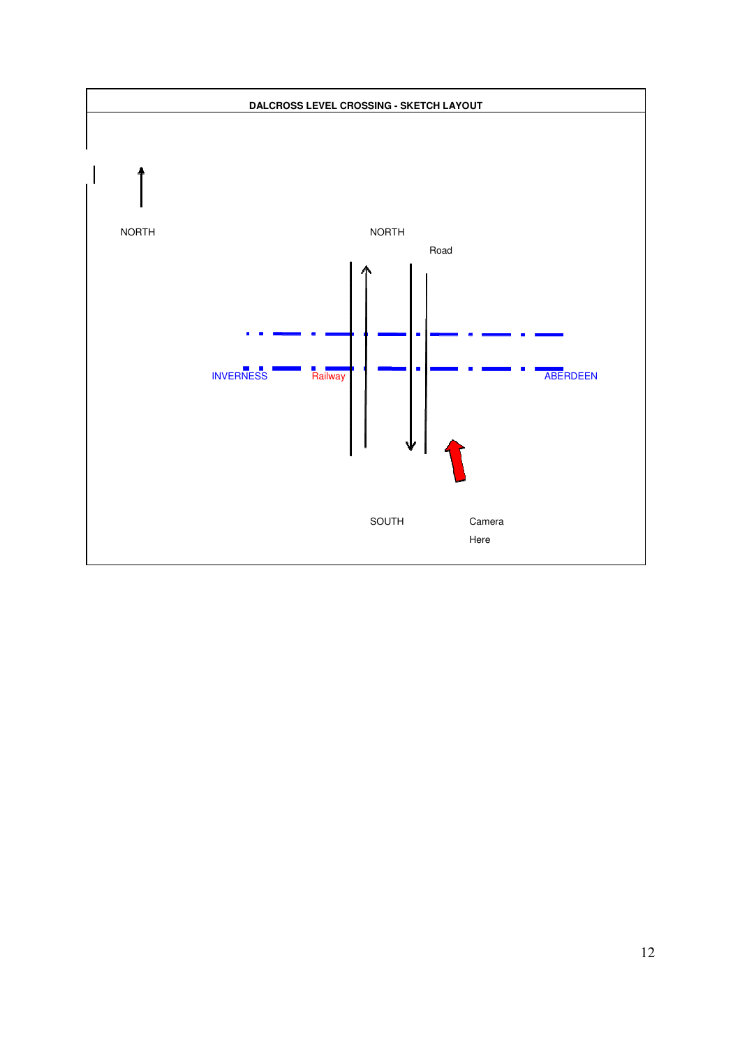**DALCROSS LEVEL CROSSING - SKETCH LAYOUT**

NORTH

NORTH

Road

INVERNESS

Railway

ABERDEEN

SOUTH

Camera

Here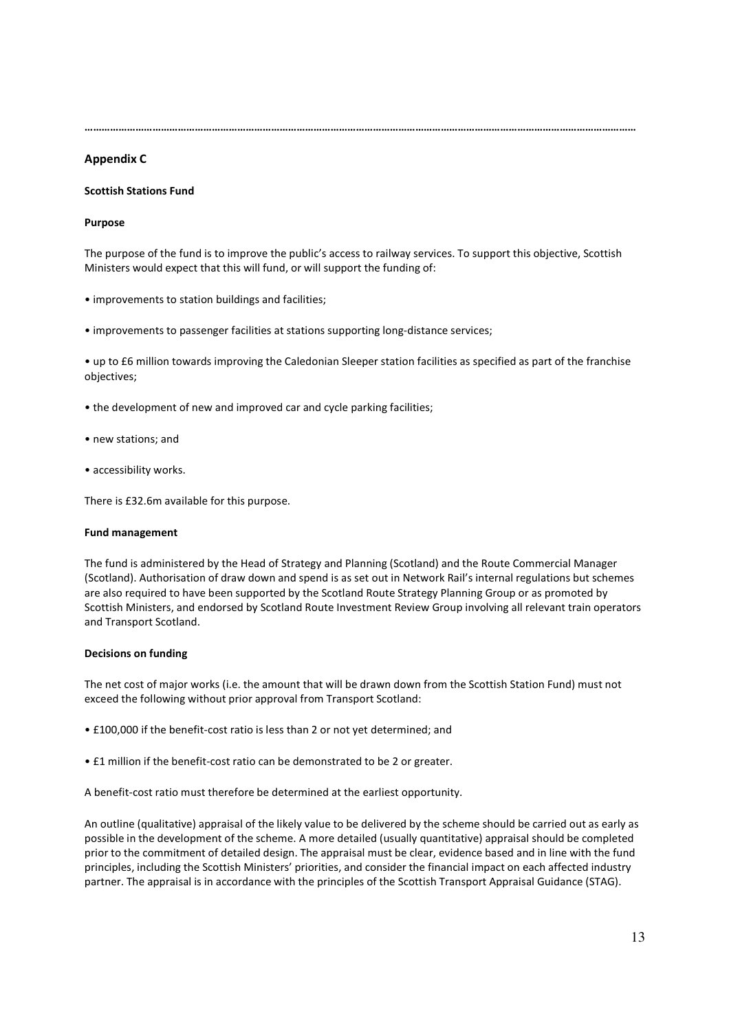## Appendix C

**Scottish Stations Fund**

**Purpose**

The purpose of the fund is to improve the public's access to railway services. To support this objective, Scottish Ministers would expect that this will fund, or will support the funding of:

- improvements to station buildings and facilities;
- improvements to passenger facilities at stations supporting long-distance services;
- up to £6 million towards improving the Caledonian Sleeper station facilities as specified as part of the franchise objectives;
- the development of new and improved car and cycle parking facilities;
- new stations; and
- accessibility works.

There is £32.6m available for this purpose.

**Fund management**

The fund is administered by the Head of Strategy and Planning (Scotland) and the Route Commercial Manager (Scotland). Authorisation of draw down and spend is as set out in Network Rail's internal regulations but schemes are also required to have been supported by the Scotland Route Strategy Planning Group or as promoted by Scottish Ministers, and endorsed by Scotland Route Investment Review Group involving all relevant train operators and Transport Scotland.

**Decisions on funding**

The net cost of major works (i.e. the amount that will be drawn down from the Scottish Station Fund) must not exceed the following without prior approval from Transport Scotland:

- £100,000 if the benefit-cost ratio is less than 2 or not yet determined; and
- £1 million if the benefit-cost ratio can be demonstrated to be 2 or greater.

A benefit-cost ratio must therefore be determined at the earliest opportunity.

An outline (qualitative) appraisal of the likely value to be delivered by the scheme should be carried out as early as possible in the development of the scheme. A more detailed (usually quantitative) appraisal should be completed prior to the commitment of detailed design. The appraisal must be clear, evidence based and in line with the fund principles, including the Scottish Ministers' priorities, and consider the financial impact on each affected industry partner. The appraisal is in accordance with the principles of the Scottish Transport Appraisal Guidance (STAG).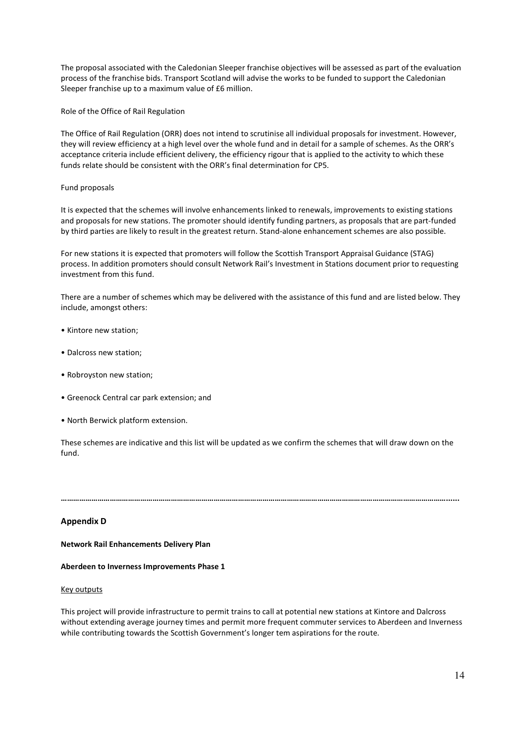The proposal associated with the Caledonian Sleeper franchise objectives will be assessed as part of the evaluation process of the franchise bids. Transport Scotland will advise the works to be funded to support the Caledonian Sleeper franchise up to a maximum value of £6 million.

Role of the Office of Rail Regulation

The Office of Rail Regulation (ORR) does not intend to scrutinise all individual proposals for investment. However, they will review efficiency at a high level over the whole fund and in detail for a sample of schemes. As the ORR's acceptance criteria include efficient delivery, the efficiency rigour that is applied to the activity to which these funds relate should be consistent with the ORR's final determination for CP5.

Fund proposals

It is expected that the schemes will involve enhancements linked to renewals, improvements to existing stations and proposals for new stations. The promoter should identify funding partners, as proposals that are part-funded by third parties are likely to result in the greatest return. Stand-alone enhancement schemes are also possible.

For new stations it is expected that promoters will follow the Scottish Transport Appraisal Guidance (STAG) process. In addition promoters should consult Network Rail's Investment in Stations document prior to requesting investment from this fund.

There are a number of schemes which may be delivered with the assistance of this fund and are listed below. They include, amongst others:

- Kintore new station;
- Dalcross new station;
- Robroyston new station;
- Greenock Central car park extension; and
- North Berwick platform extension.

These schemes are indicative and this list will be updated as we confirm the schemes that will draw down on the fund.

**…………………………………………………………………………………………………………………………………………………………………….....**

## Appendix D

**Network Rail Enhancements Delivery Plan**

**Aberdeen to Inverness Improvements Phase 1**

Key outputs

This project will provide infrastructure to permit trains to call at potential new stations at Kintore and Dalcross without extending average journey times and permit more frequent commuter services to Aberdeen and Inverness while contributing towards the Scottish Government's longer tem aspirations for the route.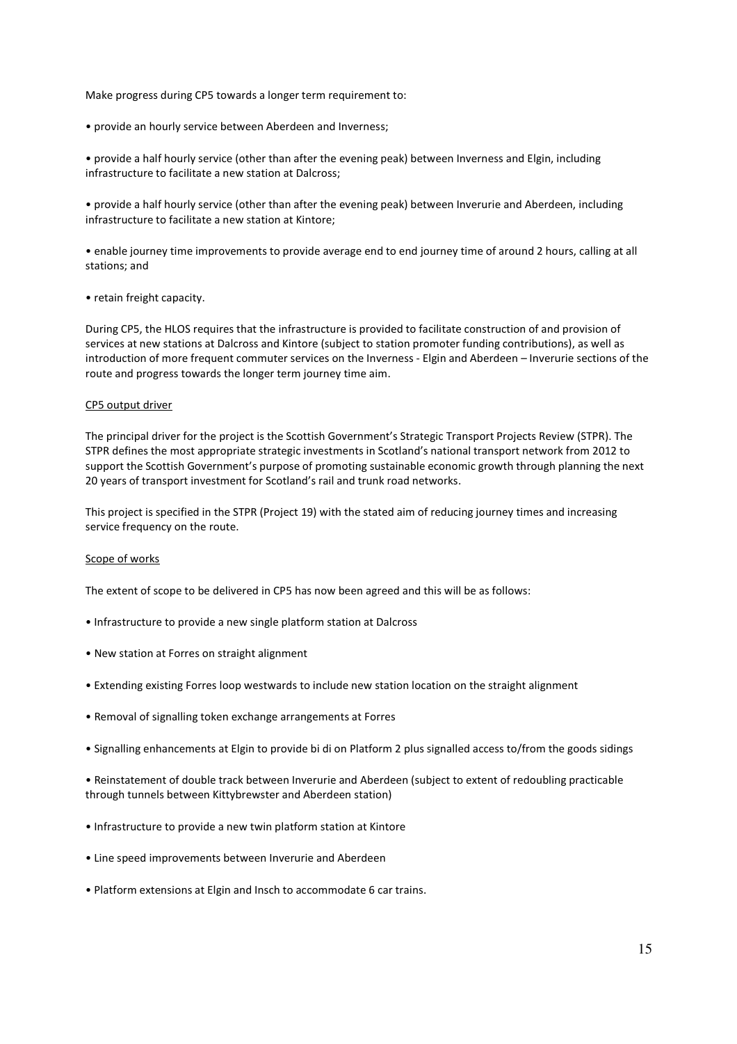Make progress during CP5 towards a longer term requirement to:

- provide an hourly service between Aberdeen and Inverness;
- provide a half hourly service (other than after the evening peak) between Inverness and Elgin, including infrastructure to facilitate a new station at Dalcross;
- provide a half hourly service (other than after the evening peak) between Inverurie and Aberdeen, including infrastructure to facilitate a new station at Kintore;
- enable journey time improvements to provide average end to end journey time of around 2 hours, calling at all stations; and
- retain freight capacity.

During CP5, the HLOS requires that the infrastructure is provided to facilitate construction of and provision of services at new stations at Dalcross and Kintore (subject to station promoter funding contributions), as well as introduction of more frequent commuter services on the Inverness - Elgin and Aberdeen – Inverurie sections of the route and progress towards the longer term journey time aim.

CP5 output driver

The principal driver for the project is the Scottish Government's Strategic Transport Projects Review (STPR). The STPR defines the most appropriate strategic investments in Scotland's national transport network from 2012 to support the Scottish Government's purpose of promoting sustainable economic growth through planning the next 20 years of transport investment for Scotland's rail and trunk road networks.

This project is specified in the STPR (Project 19) with the stated aim of reducing journey times and increasing service frequency on the route.

Scope of works

The extent of scope to be delivered in CP5 has now been agreed and this will be as follows:

- Infrastructure to provide a new single platform station at Dalcross
- New station at Forres on straight alignment
- Extending existing Forres loop westwards to include new station location on the straight alignment
- Removal of signalling token exchange arrangements at Forres
- Signalling enhancements at Elgin to provide bi di on Platform 2 plus signalled access to/from the goods sidings
- Reinstatement of double track between Inverurie and Aberdeen (subject to extent of redoubling practicable through tunnels between Kittybrewster and Aberdeen station)
- Infrastructure to provide a new twin platform station at Kintore
- Line speed improvements between Inverurie and Aberdeen
- Platform extensions at Elgin and Insch to accommodate 6 car trains.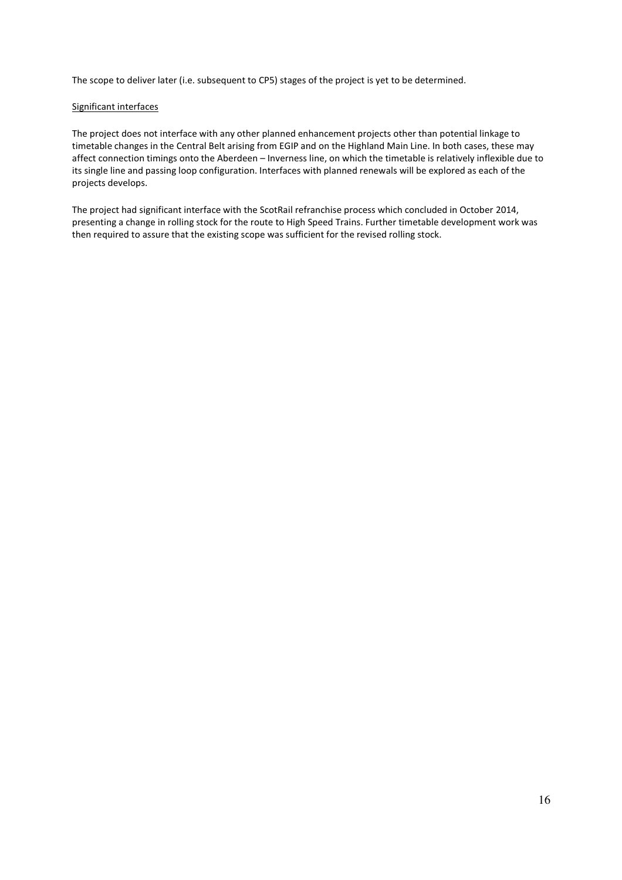The scope to deliver later (i.e. subsequent to CP5) stages of the project is yet to be determined.

<u>Significant interfaces</u>

The project does not interface with any other planned enhancement projects other than potential linkage to timetable changes in the Central Belt arising from EGIP and on the Highland Main Line. In both cases, these may affect connection timings onto the Aberdeen – Inverness line, on which the timetable is relatively inflexible due to its single line and passing loop configuration. Interfaces with planned renewals will be explored as each of the projects develops.

The project had significant interface with the ScotRail refranchise process which concluded in October 2014, presenting a change in rolling stock for the route to High Speed Trains. Further timetable development work was then required to assure that the existing scope was sufficient for the revised rolling stock.